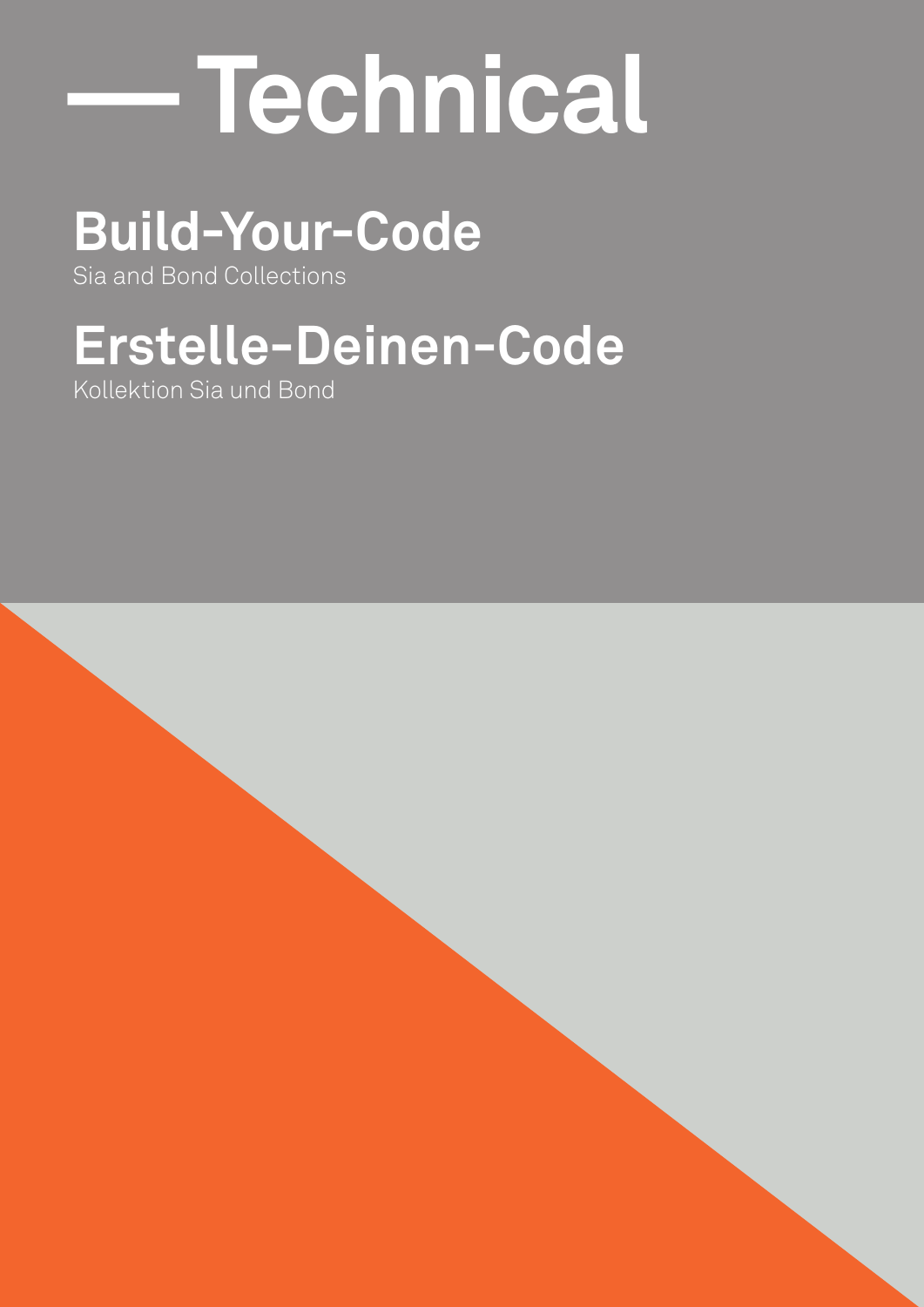# — Technical

## Build-Your-Code

Sia and Bond Collections

## Erstelle-Deinen-Code

Kollektion Sia und Bond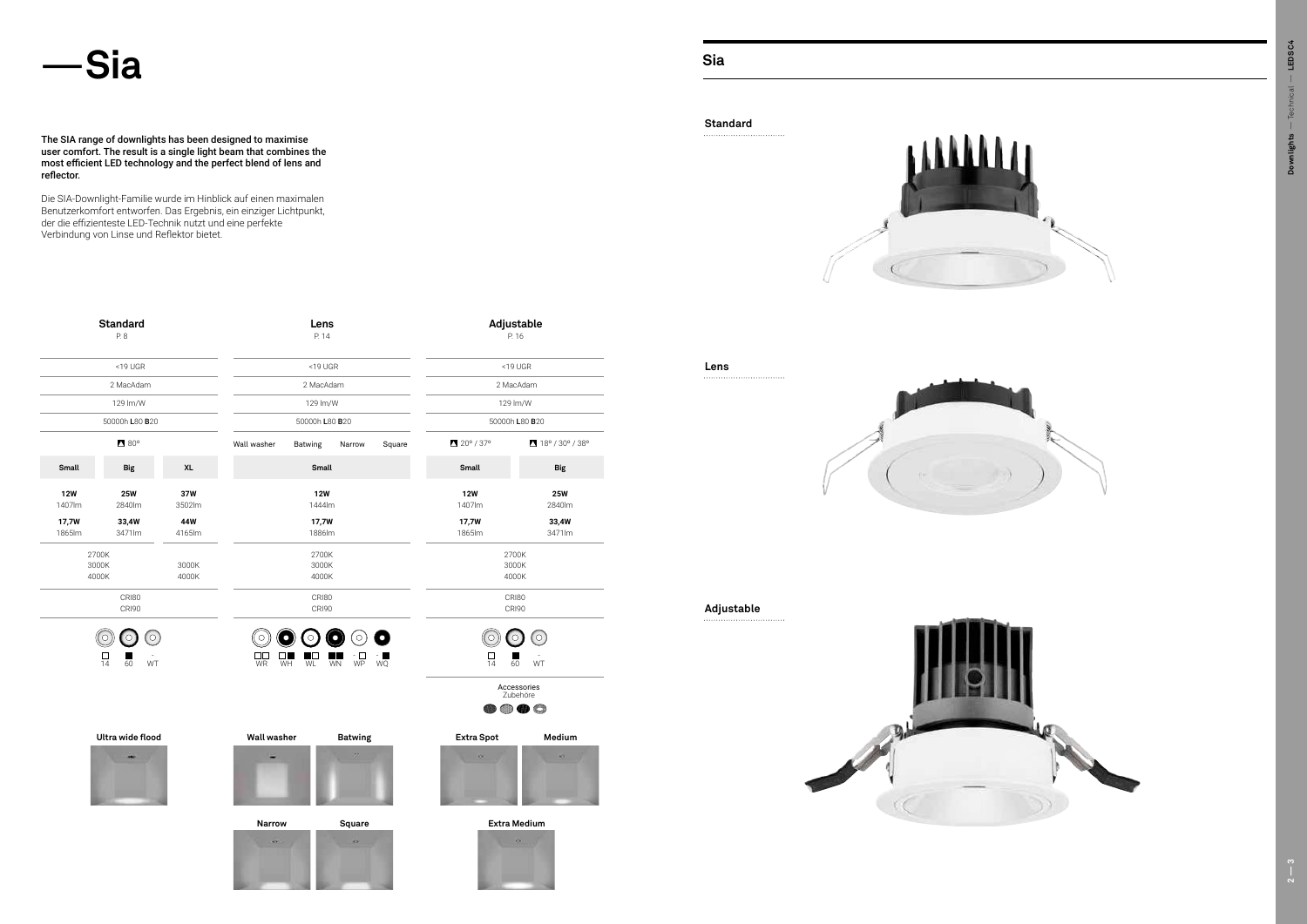# —Sia

**The SIA range of downlights has been designed to maximise user comfort. The result is a single light beam that combines the most efficient LED technology and the perfect blend of lens and reflector.**

Die SIA-Downlight-Familie wurde im Hinblick auf einen maximalen Benutzerkomfort entworfen. Das Ergebnis, ein einziger Lichtpunkt, der die effizienteste LED-Technik nutzt und eine perfekte Verbindung von Linse und Reflektor bietet.

| Standard P. 8 | | | Lens P. 14 | | | | Adjustable P. 16 | |
|---|---|---|---|---|---|---|---|---|
| <19 UGR | | | <19 UGR | | | | <19 UGR | |
| 2 MacAdam | | | 2 MacAdam | | | | 2 MacAdam | |
| 129 lm/W | | | 129 lm/W | | | | 129 lm/W | |
| 50000h L80 B20 | | | 50000h L80 B20 | | | | 50000h L80 B20 | |
| 80º | | | Wall washer | Batwing | Narrow | Square | 20º / 37º | 18º / 30º / 38º |
| **Small** | **Big** | **XL** | **Small** | | | | **Small** | **Big** |
| **12W** 1407lm | **25W** 2840lm | **37W** 3502lm | **12W** 1444lm | | | | **12W** 1407lm | **25W** 2840lm |
| **17,7W** 1865lm | **33,4W** 3471lm | **44W** 4165lm | **17,7W** 1886lm | | | | **17,7W** 1865lm | **33,4W** 3471lm |
| 2700K 3000K 4000K | | 3000K 4000K | 2700K 3000K 4000K | | | | 2700K 3000K 4000K | |
| CRI80 CRI90 | | | CRI80 CRI90 | | | | CRI80 CRI90 | |
| 14 / 60 / WT | | | WR / WH / WL / WN / WP / WQ | | | | 14 / 60 / WT | |
| | | | | | | | Accessories Zubehöre | |

**Ultra wide flood**

**Wall washer** **Batwing**

**Narrow** **Square**

**Extra Spot** **Medium**

**Extra Medium**

## Sia

**Standard**

**Lens**

**Adjustable**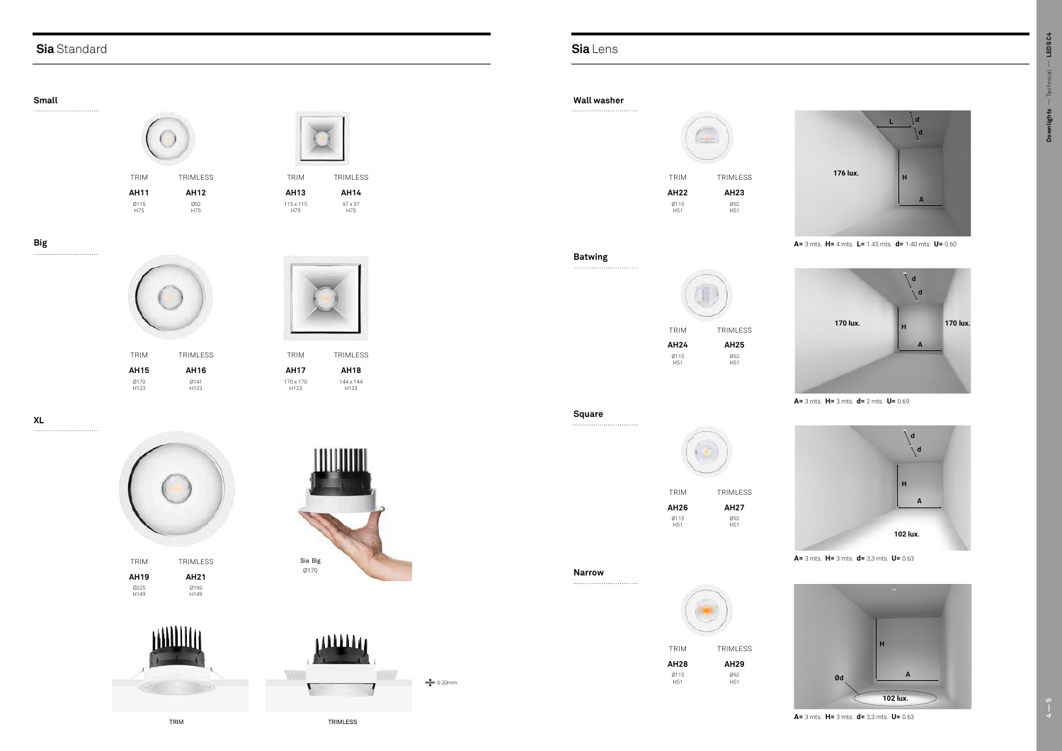## **Sia** Standard

### Small

| | TRIM | TRIMLESS |
|---|---|---|
| | **AH11** | **AH12** |
| | Ø115 H75 | Ø92 H75 |
| | **AH13** | **AH14** |
| | 115 x 115 H75 | 97 x 97 H75 |

### Big

| | TRIM | TRIMLESS |
|---|---|---|
| | **AH15** | **AH16** |
| | Ø170 H123 | Ø141 H123 |
| | **AH17** | **AH18** |
| | 170 x 170 H123 | 144 x 144 H123 |

### XL

| | TRIM | TRIMLESS |
|---|---|---|
| | **AH19** | **AH21** |
| | Ø225 H149 | Ø190 H149 |

Sia Big
Ø170

TRIM

TRIMLESS

0-20mm

## **Sia** Lens

### Wall washer

| TRIM | TRIMLESS |
|---|---|
| **AH22** | **AH23** |
| Ø115 H51 | Ø92 H51 |

176 lux.

**A=** 3 mts. **H=** 4 mts. **L=** 1.45 mts. **d=** 1.40 mts. **U=** 0.60

### Batwing

| TRIM | TRIMLESS |
|---|---|
| **AH24** | **AH25** |
| Ø115 H51 | Ø92 H51 |

170 lux. 170 lux.

**A=** 3 mts. **H=** 3 mts. **d=** 2 mts. **U=** 0.69

### Square

| TRIM | TRIMLESS |
|---|---|
| **AH26** | **AH27** |
| Ø115 H51 | Ø92 H51 |

102 lux.

**A=** 3 mts. **H=** 3 mts. **d=** 3,3 mts. **U=** 0.63

### Narrow

| TRIM | TRIMLESS |
|---|---|
| **AH28** | **AH29** |
| Ø115 H51 | Ø92 H51 |

102 lux.

**A=** 3 mts. **H=** 3 mts. **d=** 3,3 mts. **U=** 0.63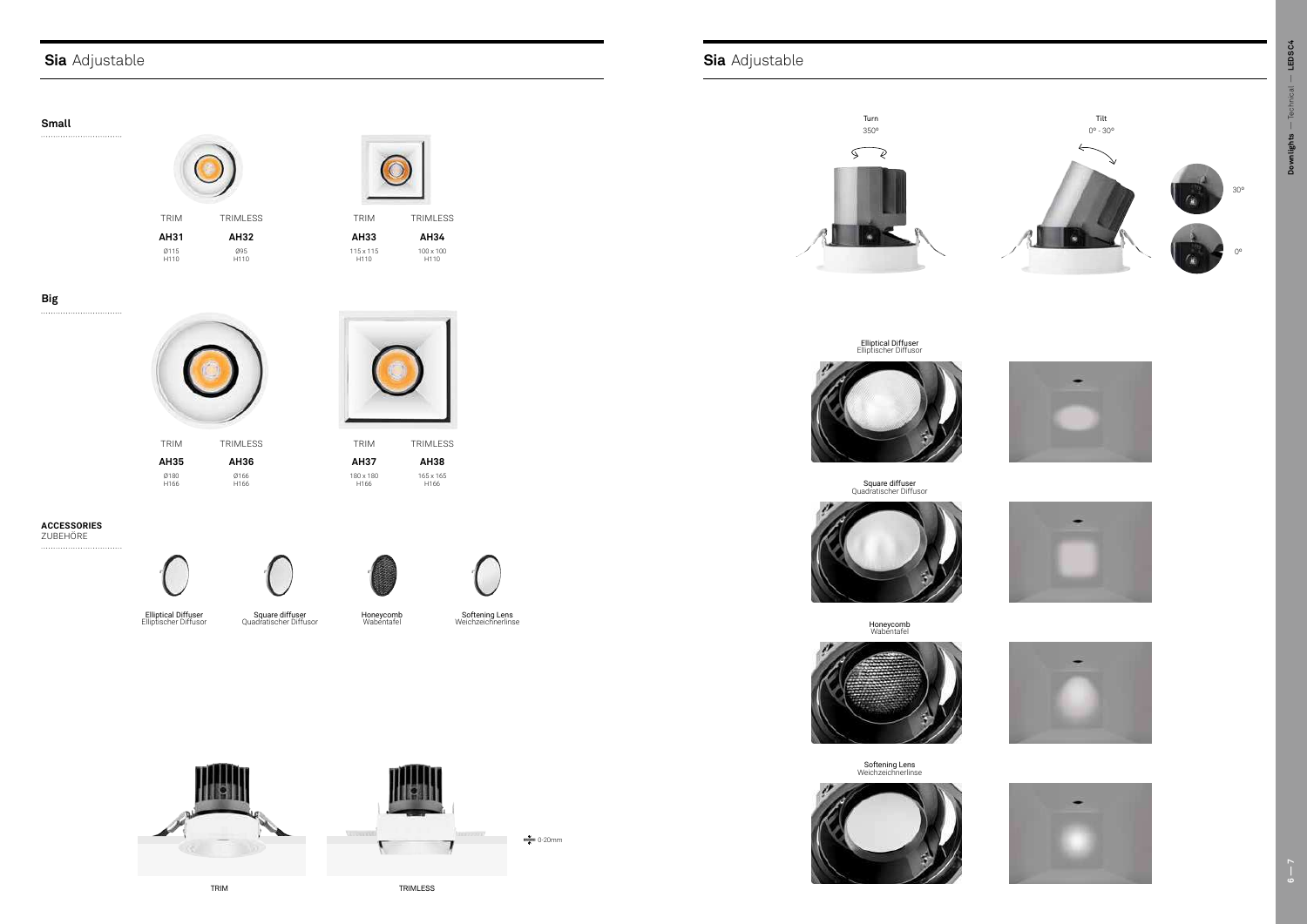## **Sia** Adjustable

### Small

| TRIM | TRIMLESS | TRIM | TRIMLESS |
|---|---|---|---|
| **AH31** | **AH32** | **AH33** | **AH34** |
| Ø115 H110 | Ø95 H110 | 115 x 115 H110 | 100 x 100 H110 |

### Big

| TRIM | TRIMLESS | TRIM | TRIMLESS |
|---|---|---|---|
| **AH35** | **AH36** | **AH37** | **AH38** |
| Ø180 H166 | Ø166 H166 | 180 x 180 H166 | 165 x 165 H166 |

### ACCESSORIES
ZUBEHÖRE

Elliptical Diffuser
Elliptischer Diffusor

Square diffuser
Quadratischer Diffusor

Honeycomb
Wabentafel

Softening Lens
Weichzeichnerlinse

0-20mm

TRIM

TRIMLESS

## **Sia** Adjustable

Turn
350º

Tilt
0º - 30º

30º

0º

Elliptical Diffuser
Elliptischer Diffusor

Square diffuser
Quadratischer Diffusor

Honeycomb
Wabentafel

Softening Lens
Weichzeichnerlinse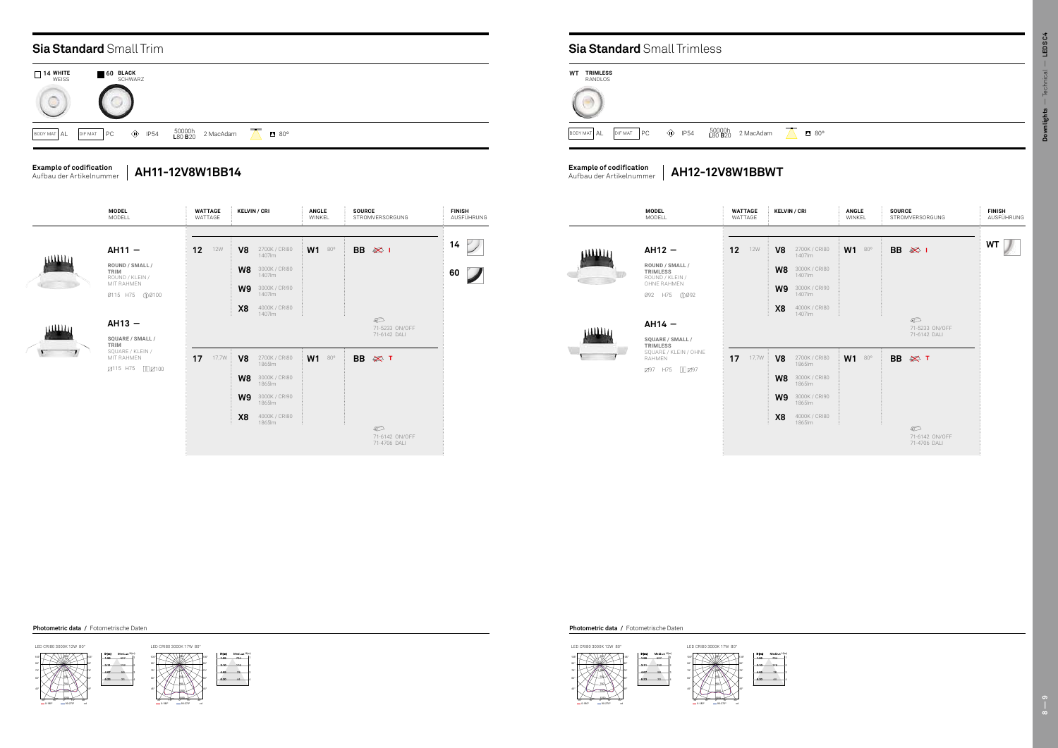# Sia Standard Small Trim

14 WHITE / WEISS — 60 BLACK / SCHWARZ

BODY MAT AL | DIF MAT PC | IP54 | 50000h L80 B20 | 2 MacAdam | 80°

**Example of codification**
Aufbau der Artikelnummer

## AH11-12V8W1BB14

| MODEL / MODELL | WATTAGE / WATTAGE | KELVIN / CRI | ANGLE / WINKEL | SOURCE / STROMVERSORGUNG | FINISH / AUSFÜHRUNG |
|---|---|---|---|---|---|
| **AH11 —** ROUND / SMALL / TRIM — ROUND / KLEIN / MIT RAHMEN — Ø115 H75 Ø100 | **12** 12W | **V8** 2700K / CRI80 1407lm | **W1** 80° | **BB** I | **14** |
| | | **W8** 3000K / CRI80 1407lm | | | **60** |
| | | **W9** 3000K / CRI90 1407lm | | | |
| | | **X8** 4000K / CRI80 1407lm | | | |
| **AH13 —** SQUARE / SMALL / TRIM — SQUARE / KLEIN / MIT RAHMEN — 115 H75 100 | | | | 71-5233 ON/OFF, 71-6142 DALI | |
| | **17** 17,7W | **V8** 2700K / CRI80 1865lm | **W1** 80° | **BB** T | |
| | | **W8** 3000K / CRI80 1865lm | | | |
| | | **W9** 3000K / CRI90 1865lm | | | |
| | | **X8** 4000K / CRI80 1865lm | | | |
| | | | | 71-6142 ON/OFF, 71-4706 DALI | |

**Photometric data** / Fotometrische Daten

LED CRI80 3000K 12W 80°

LED CRI80 3000K 17W 80°

# Sia Standard Small Trimless

WT TRIMLESS / RANDLOS

BODY MAT AL | DIF MAT PC | IP54 | 50000h L80 B20 | 2 MacAdam | 80°

**Example of codification**
Aufbau der Artikelnummer

## AH12-12V8W1BBWT

| MODEL / MODELL | WATTAGE / WATTAGE | KELVIN / CRI | ANGLE / WINKEL | SOURCE / STROMVERSORGUNG | FINISH / AUSFÜHRUNG |
|---|---|---|---|---|---|
| **AH12 —** ROUND / SMALL / TRIMLESS — ROUND / KLEIN / OHNE RAHMEN — Ø92 H75 Ø92 | **12** 12W | **V8** 2700K / CRI80 1407lm | **W1** 80° | **BB** I | **WT** |
| | | **W8** 3000K / CRI80 1407lm | | | |
| | | **W9** 3000K / CRI90 1407lm | | | |
| | | **X8** 4000K / CRI80 1407lm | | | |
| **AH14 —** SQUARE / SMALL / TRIMLESS — SQUARE / KLEIN / OHNE RAHMEN — 97 H75 97 | | | | 71-5233 ON/OFF, 71-6142 DALI | |
| | **17** 17,7W | **V8** 2700K / CRI80 1865lm | **W1** 80° | **BB** T | |
| | | **W8** 3000K / CRI80 1865lm | | | |
| | | **W9** 3000K / CRI90 1865lm | | | |
| | | **X8** 4000K / CRI80 1865lm | | | |
| | | | | 71-6142 ON/OFF, 71-4706 DALI | |

**Photometric data** / Fotometrische Daten

LED CRI80 3000K 12W 80°

LED CRI80 3000K 17W 80°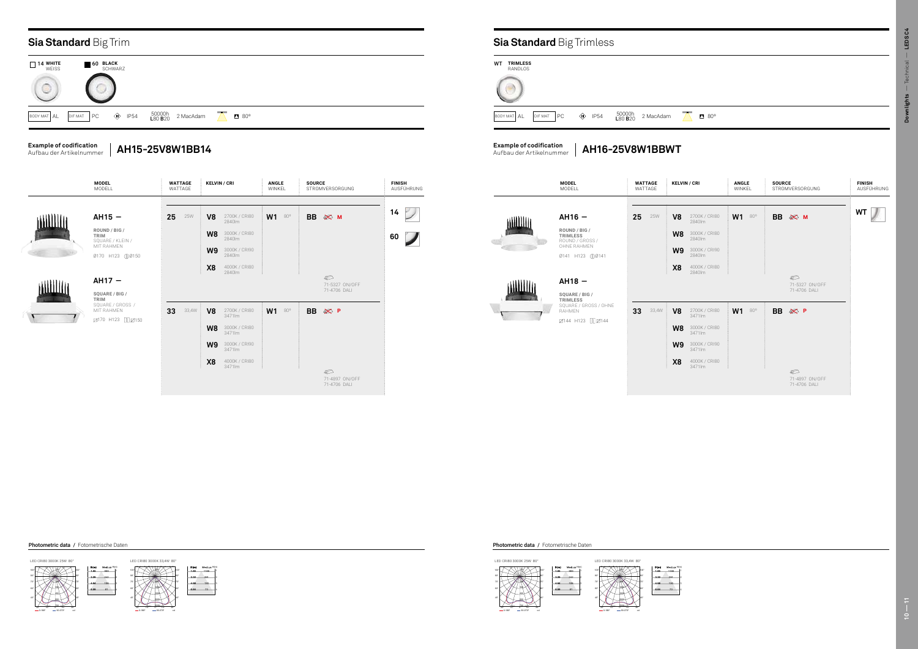# Sia Standard Big Trim

14 WHITE WEISS | 60 BLACK SCHWARZ

BODY MAT AL | DIF MAT PC | IP54 | 50000h L80 B20 | 2 MacAdam | 80º

**Example of codification**
Aufbau der Artikelnummer

**AH15-25V8W1BB14**

| MODEL MODELL | WATTAGE WATTAGE | | KELVIN / CRI | | ANGLE WINKEL | | SOURCE STROMVERSORGUNG | FINISH AUSFÜHRUNG |
|---|---|---|---|---|---|---|---|---|
| **AH15 —** ROUND / BIG / TRIM SQUARE / KLEIN / MIT RAHMEN Ø170 H123 Ø150 | **25** | 25W | **V8** | 2700K / CRI80 2840lm | **W1** | 80º | **BB** M | **14** |
| | | | **W8** | 3000K / CRI80 2840lm | | | | **60** |
| | | | **W9** | 3000K / CRI90 2840lm | | | | |
| | | | **X8** | 4000K / CRI80 2840lm | | | 71-5327 ON/OFF 71-4706 DALI | |
| **AH17 —** SQUARE / BIG / TRIM SQUARE / GROSS / MIT RAHMEN 170 H123 150 | **33** | 33,4W | **V8** | 2700K / CRI80 3471lm | **W1** | 80º | **BB** P | |
| | | | **W8** | 3000K / CRI80 3471lm | | | | |
| | | | **W9** | 3000K / CRI90 3471lm | | | | |
| | | | **X8** | 4000K / CRI80 3471lm | | | 71-4897 ON/OFF 71-4706 DALI | |

**Photometric data** / Fotometrische Daten

LED CRI80 3000K 25W 80°

LED CRI80 3000K 33,4W 80°

# Sia Standard Big Trimless

WT TRIMLESS RANDLOS

BODY MAT AL | DIF MAT PC | IP54 | 50000h L80 B20 | 2 MacAdam | 80º

**Example of codification**
Aufbau der Artikelnummer

**AH16-25V8W1BBWT**

| MODEL MODELL | WATTAGE WATTAGE | | KELVIN / CRI | | ANGLE WINKEL | | SOURCE STROMVERSORGUNG | FINISH AUSFÜHRUNG |
|---|---|---|---|---|---|---|---|---|
| **AH16 —** ROUND / BIG / TRIMLESS ROUND / GROSS / OHNE RAHMEN Ø141 H123 Ø141 | **25** | 25W | **V8** | 2700K / CRI80 2840lm | **W1** | 80º | **BB** M | **WT** |
| | | | **W8** | 3000K / CRI80 2840lm | | | | |
| | | | **W9** | 3000K / CRI90 2840lm | | | | |
| | | | **X8** | 4000K / CRI80 2840lm | | | 71-5327 ON/OFF 71-4706 DALI | |
| **AH18 —** SQUARE / BIG / TRIMLESS SQUARE / GROSS / OHNE RAHMEN 144 H123 144 | **33** | 33,4W | **V8** | 2700K / CRI80 3471lm | **W1** | 80º | **BB** P | |
| | | | **W8** | 3000K / CRI80 3471lm | | | | |
| | | | **W9** | 3000K / CRI90 3471lm | | | | |
| | | | **X8** | 4000K / CRI80 3471lm | | | 71-4897 ON/OFF 71-4706 DALI | |

**Photometric data** / Fotometrische Daten

LED CRI80 3000K 25W 80°

LED CRI80 3000K 33,4W 80°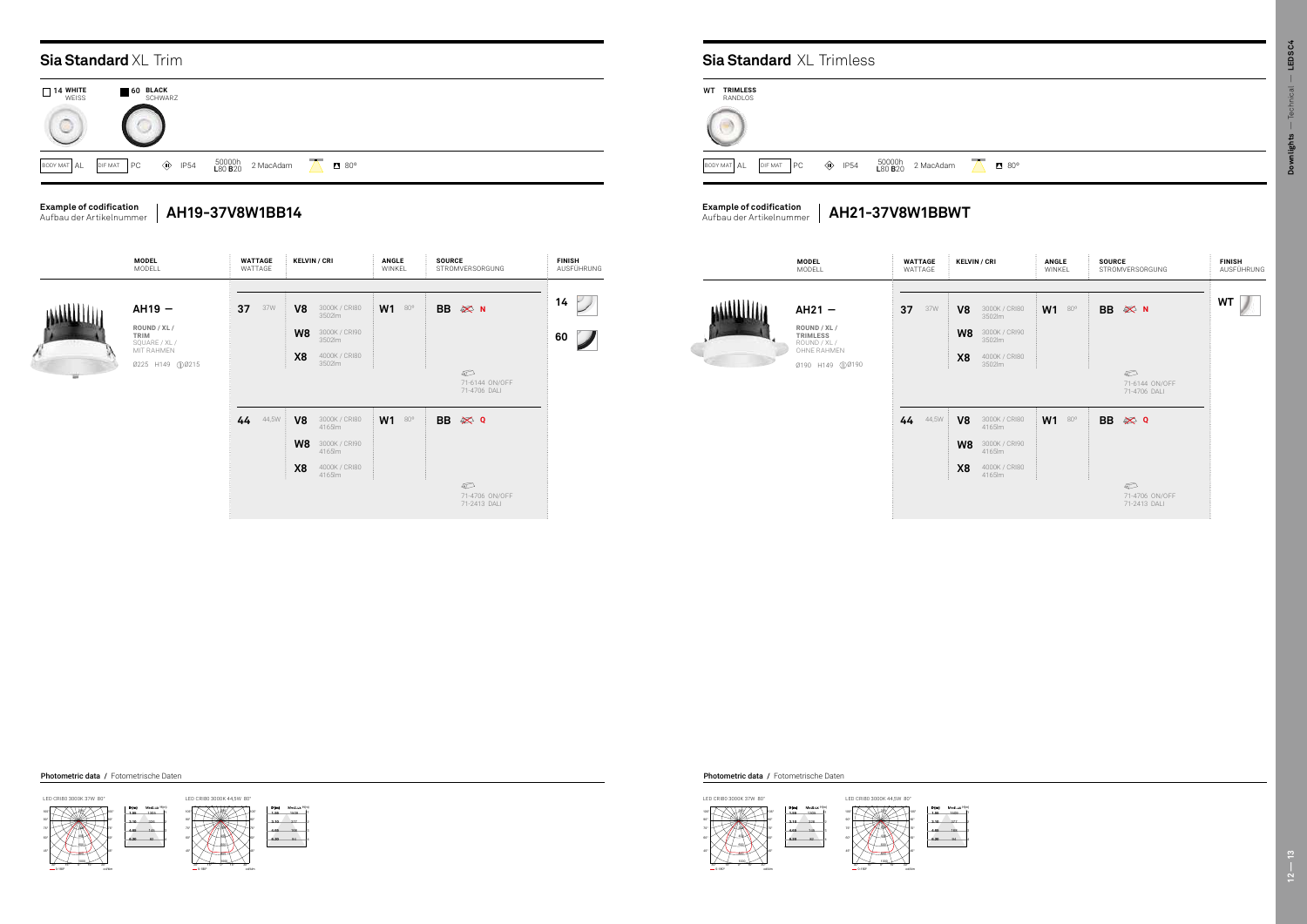## Sia Standard XL Trim

14 WHITE
WEISS

60 BLACK
SCHWARZ

BODY MAT AL | DIF MAT PC | IP54 | 50000h L80 B20 | 2 MacAdam | 80º

**Example of codification**
Aufbau der Artikelnummer

**AH19-37V8W1BB14**

| MODEL MODELL | WATTAGE WATTAGE | | KELVIN / CRI | | ANGLE WINKEL | | SOURCE STROMVERSORGUNG | FINISH AUSFÜHRUNG |
|---|---|---|---|---|---|---|---|---|
| AH19 — ROUND / XL / TRIM SQUARE / XL / MIT RAHMEN Ø225 H149 Ø215 | 37 | 37W | V8 | 3000K / CRI80 3502lm | W1 | 80º | BB N | 14 |
| | | | W8 | 3000K / CRI90 3502lm | | | | 60 |
| | | | X8 | 4000K / CRI80 3502lm | | | | |
| | | | | | | | 71-6144 ON/OFF 71-4706 DALI | |
| | 44 | 44,5W | V8 | 3000K / CRI80 4165lm | W1 | 80º | BB Q | |
| | | | W8 | 3000K / CRI90 4165lm | | | | |
| | | | X8 | 4000K / CRI80 4165lm | | | | |
| | | | | | | | 71-4706 ON/OFF 71-2413 DALI | |

## Sia Standard XL Trimless

WT TRIMLESS
RANDLOS

BODY MAT AL | DIF MAT PC | IP54 | 50000h L80 B20 | 2 MacAdam | 80º

**Example of codification**
Aufbau der Artikelnummer

**AH21-37V8W1BBWT**

| MODEL MODELL | WATTAGE WATTAGE | | KELVIN / CRI | | ANGLE WINKEL | | SOURCE STROMVERSORGUNG | FINISH AUSFÜHRUNG |
|---|---|---|---|---|---|---|---|---|
| AH21 — ROUND / XL / TRIMLESS ROUND / XL / OHNE RAHMEN Ø190 H149 Ø190 | 37 | 37W | V8 | 3000K / CRI80 3502lm | W1 | 80º | BB N | WT |
| | | | W8 | 3000K / CRI90 3502lm | | | | |
| | | | X8 | 4000K / CRI80 3502lm | | | | |
| | | | | | | | 71-6144 ON/OFF 71-4706 DALI | |
| | 44 | 44,5W | V8 | 3000K / CRI80 4165lm | W1 | 80º | BB Q | |
| | | | W8 | 3000K / CRI90 4165lm | | | | |
| | | | X8 | 4000K / CRI80 4165lm | | | | |
| | | | | | | | 71-4706 ON/OFF 71-2413 DALI | |

**Photometric data** / Fotometrische Daten

LED CRI80 3000K 37W 80°

LED CRI80 3000K 44,5W 80°

**Photometric data** / Fotometrische Daten

LED CRI80 3000K 37W 80°

LED CRI80 3000K 44,5W 80°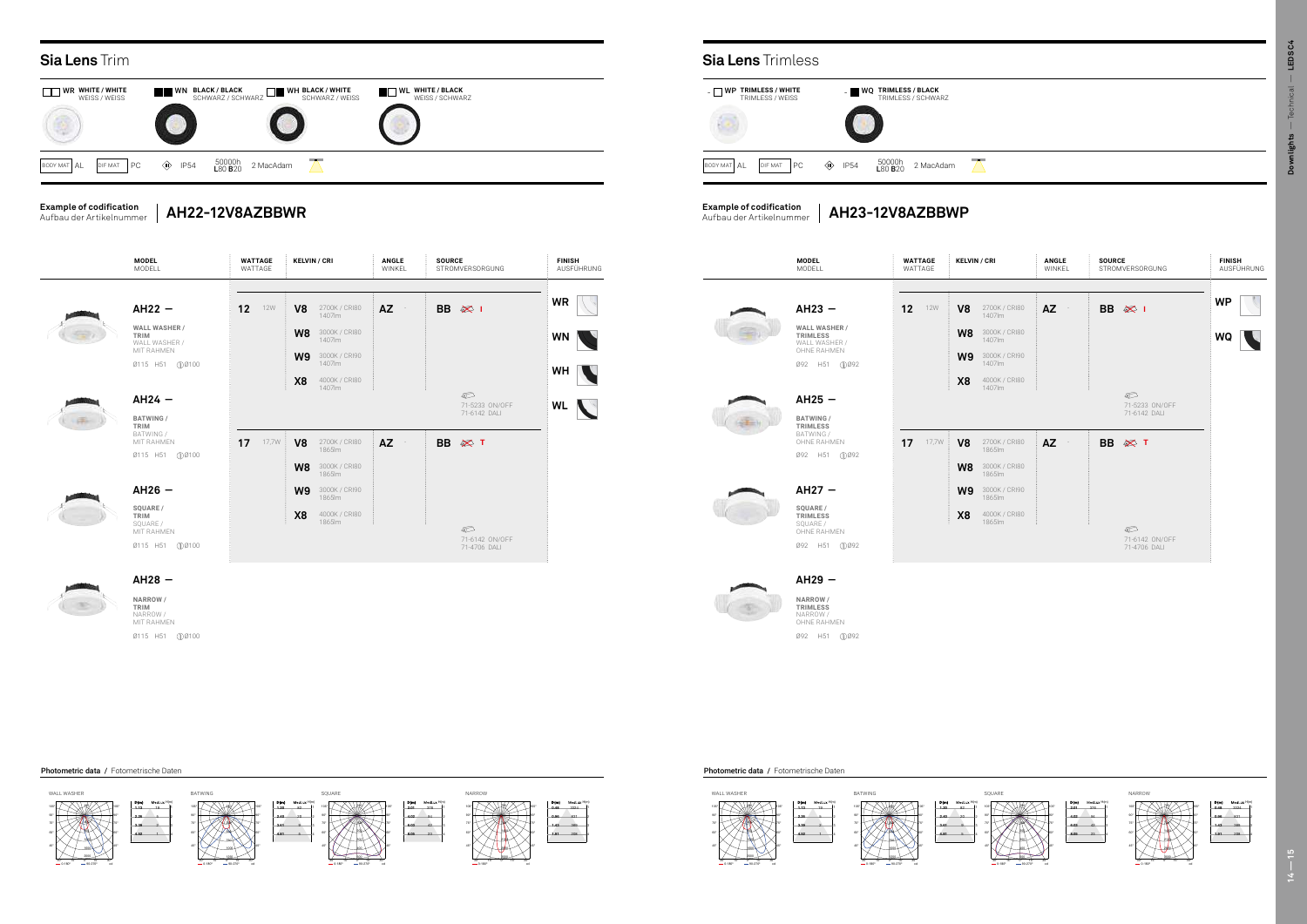## Sia Lens Trim

| Code | Finish | Finish (DE) |
|---|---|---|
| WR | WHITE / WHITE | WEISS / WEISS |
| WN | BLACK / BLACK | SCHWARZ / SCHWARZ |
| WH | BLACK / WHITE | SCHWARZ / WEISS |
| WL | WHITE / BLACK | WEISS / SCHWARZ |

BODY MAT AL · DIF MAT PC · IP54 · 50000h L80 B20 · 2 MacAdam

**Example of codification**
Aufbau der Artikelnummer

**AH22-12V8AZBBWR**

| MODEL / MODELL | WATTAGE / WATTAGE | KELVIN / CRI | ANGLE / WINKEL | SOURCE / STROMVERSORGUNG | FINISH / AUSFÜHRUNG |
|---|---|---|---|---|---|
| **AH22 —** WALL WASHER / TRIM · WALL WASHER / MIT RAHMEN · Ø115 H51 Ø100 | **12** 12W | **V8** 2700K / CRI80 1407lm | **AZ** - | **BB** I | **WR** |
| **AH24 —** BATWING / TRIM · BATWING / MIT RAHMEN · Ø115 H51 Ø100 | | **W8** 3000K / CRI80 1407lm | | 71-5233 ON/OFF · 71-6142 DALI | **WN** |
| **AH26 —** SQUARE / TRIM · SQUARE / MIT RAHMEN · Ø115 H51 Ø100 | | **W9** 3000K / CRI90 1407lm | | | **WH** |
| **AH28 —** NARROW / TRIM · NARROW / MIT RAHMEN · Ø115 H51 Ø100 | | **X8** 4000K / CRI80 1407lm | | | **WL** |
| | **17** 17,7W | **V8** 2700K / CRI80 1865lm | **AZ** - | **BB** T | |
| | | **W8** 3000K / CRI80 1865lm | | | |
| | | **W9** 3000K / CRI90 1865lm | | | |
| | | **X8** 4000K / CRI80 1865lm | | 71-6142 ON/OFF · 71-4706 DALI | |

**Photometric data** / Fotometrische Daten

WALL WASHER · BATWING · SQUARE · NARROW

## Sia Lens Trimless

| Code | Finish | Finish (DE) |
|---|---|---|
| WP | TRIMLESS / WHITE | TRIMLESS / WEISS |
| WQ | TRIMLESS / BLACK | TRIMLESS / SCHWARZ |

BODY MAT AL · DIF MAT PC · IP54 · 50000h L80 B20 · 2 MacAdam

**Example of codification**
Aufbau der Artikelnummer

**AH23-12V8AZBBWP**

| MODEL / MODELL | WATTAGE / WATTAGE | KELVIN / CRI | ANGLE / WINKEL | SOURCE / STROMVERSORGUNG | FINISH / AUSFÜHRUNG |
|---|---|---|---|---|---|
| **AH23 —** WALL WASHER / TRIMLESS · WALL WASHER / OHNE RAHMEN · Ø92 H51 Ø92 | **12** 12W | **V8** 2700K / CRI80 1407lm | **AZ** - | **BB** I | **WP** |
| **AH25 —** BATWING / TRIMLESS · BATWING / OHNE RAHMEN · Ø92 H51 Ø92 | | **W8** 3000K / CRI80 1407lm | | 71-5233 ON/OFF · 71-6142 DALI | **WQ** |
| **AH27 —** SQUARE / TRIMLESS · SQUARE / OHNE RAHMEN · Ø92 H51 Ø92 | | **W9** 3000K / CRI90 1407lm | | | |
| **AH29 —** NARROW / TRIMLESS · NARROW / OHNE RAHMEN · Ø92 H51 Ø92 | | **X8** 4000K / CRI80 1407lm | | | |
| | **17** 17,7W | **V8** 2700K / CRI80 1865lm | **AZ** - | **BB** T | |
| | | **W8** 3000K / CRI80 1865lm | | | |
| | | **W9** 3000K / CRI90 1865lm | | | |
| | | **X8** 4000K / CRI80 1865lm | | 71-6142 ON/OFF · 71-4706 DALI | |

**Photometric data** / Fotometrische Daten

WALL WASHER · BATWING · SQUARE · NARROW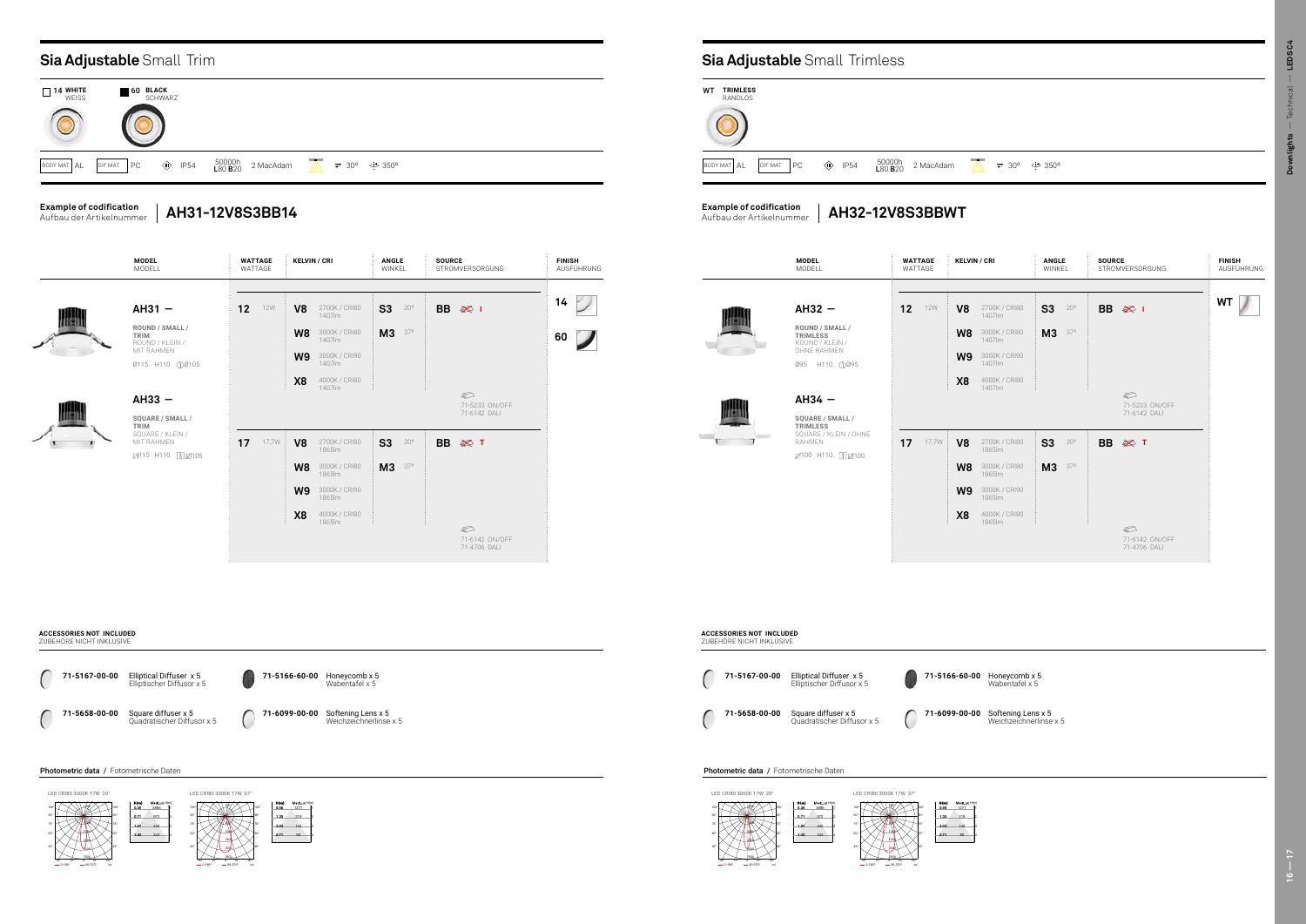# Sia Adjustable Small Trim

14 WHITE WEISS | 60 BLACK SCHWARZ

BODY MAT AL | DIF MAT PC | IP54 | 50000h L80 B20 | 2 MacAdam | 30º | 350º

**Example of codification** Aufbau der Artikelnummer | **AH31-12V8S3BB14**

| MODEL MODELL | WATTAGE WATTAGE | KELVIN / CRI | ANGLE WINKEL | SOURCE STROMVERSORGUNG | FINISH AUSFÜHRUNG |
|---|---|---|---|---|---|
| **AH31 —** ROUND / SMALL / TRIM ROUND / KLEIN / MIT RAHMEN Ø115 H110 Ø105 | **12** 12W | **V8** 2700K / CRI80 1407lm | **S3** 20º | **BB** I | **14** |
| | | **W8** 3000K / CRI80 1407lm | **M3** 37º | | **60** |
| | | **W9** 3000K / CRI90 1407lm | | | |
| | | **X8** 4000K / CRI80 1407lm | | 71-5233 ON/OFF 71-6142 DALI | |
| **AH33 —** SQUARE / SMALL / TRIM SQUARE / KLEIN / MIT RAHMEN 115 H110 105 | **17** 17,7W | **V8** 2700K / CRI80 1865lm | **S3** 20º | **BB** T | |
| | | **W8** 3000K / CRI80 1865lm | **M3** 37º | | |
| | | **W9** 3000K / CRI90 1865lm | | | |
| | | **X8** 4000K / CRI80 1865lm | | 71-6142 ON/OFF 71-4706 DALI | |

**ACCESSORIES NOT INCLUDED**
ZUBEHÖRE NICHT INKLUSIVE

| | | | |
|---|---|---|---|
| **71-5167-00-00** | Elliptical Diffuser x 5 Elliptischer Diffusor x 5 | **71-5166-60-00** | Honeycomb x 5 Wabentafel x 5 |
| **71-5658-00-00** | Square diffuser x 5 Quadratischer Diffusor x 5 | **71-6099-00-00** | Softening Lens x 5 Weichzeichnerlinse x 5 |

**Photometric data /** Fotometrische Daten

LED CRI80 3000K 17W 20°

| H(m) | Med_Lux |
|---|---|
| 0.36 | 3880 |
| 0.71 | 972 |
| 1.07 | 432 |
| 1.42 | 243 |

LED CRI80 3000K 17W 37°

| H(m) | Med_Lux |
|---|---|
| 0.68 | 1277 |
| 1.36 | 319 |
| 2.03 | 142 |
| 2.71 | 80 |

# Sia Adjustable Small Trimless

WT TRIMLESS RANDLOS

BODY MAT AL | DIF MAT PC | IP54 | 50000h L80 B20 | 2 MacAdam | 30º | 350º

**Example of codification** Aufbau der Artikelnummer | **AH32-12V8S3BBWT**

| MODEL MODELL | WATTAGE WATTAGE | KELVIN / CRI | ANGLE WINKEL | SOURCE STROMVERSORGUNG | FINISH AUSFÜHRUNG |
|---|---|---|---|---|---|
| **AH32 —** ROUND / SMALL / TRIMLESS ROUND / KLEIN / OHNE RAHMEN Ø95 H110 Ø95 | **12** 12W | **V8** 2700K / CRI80 1407lm | **S3** 20º | **BB** I | **WT** |
| | | **W8** 3000K / CRI80 1407lm | **M3** 37º | | |
| | | **W9** 3000K / CRI90 1407lm | | | |
| | | **X8** 4000K / CRI80 1407lm | | 71-5233 ON/OFF 71-6142 DALI | |
| **AH34 —** SQUARE / SMALL / TRIMLESS SQUARE / KLEIN / OHNE RAHMEN 100 H110 100 | **17** 17,7W | **V8** 2700K / CRI80 1865lm | **S3** 20º | **BB** T | |
| | | **W8** 3000K / CRI80 1865lm | **M3** 37º | | |
| | | **W9** 3000K / CRI90 1865lm | | | |
| | | **X8** 4000K / CRI80 1865lm | | 71-6142 ON/OFF 71-4706 DALI | |

**ACCESSORIES NOT INCLUDED**
ZUBEHÖRE NICHT INKLUSIVE

| | | | |
|---|---|---|---|
| **71-5167-00-00** | Elliptical Diffuser x 5 Elliptischer Diffusor x 5 | **71-5166-60-00** | Honeycomb x 5 Wabentafel x 5 |
| **71-5658-00-00** | Square diffuser x 5 Quadratischer Diffusor x 5 | **71-6099-00-00** | Softening Lens x 5 Weichzeichnerlinse x 5 |

**Photometric data /** Fotometrische Daten

LED CRI80 3000K 17W 20°

| H(m) | Med_Lux |
|---|---|
| 0.36 | 3880 |
| 0.71 | 972 |
| 1.07 | 432 |
| 1.42 | 243 |

LED CRI80 3000K 17W 37°

| H(m) | Med_Lux |
|---|---|
| 0.68 | 1277 |
| 1.36 | 319 |
| 2.03 | 142 |
| 2.71 | 80 |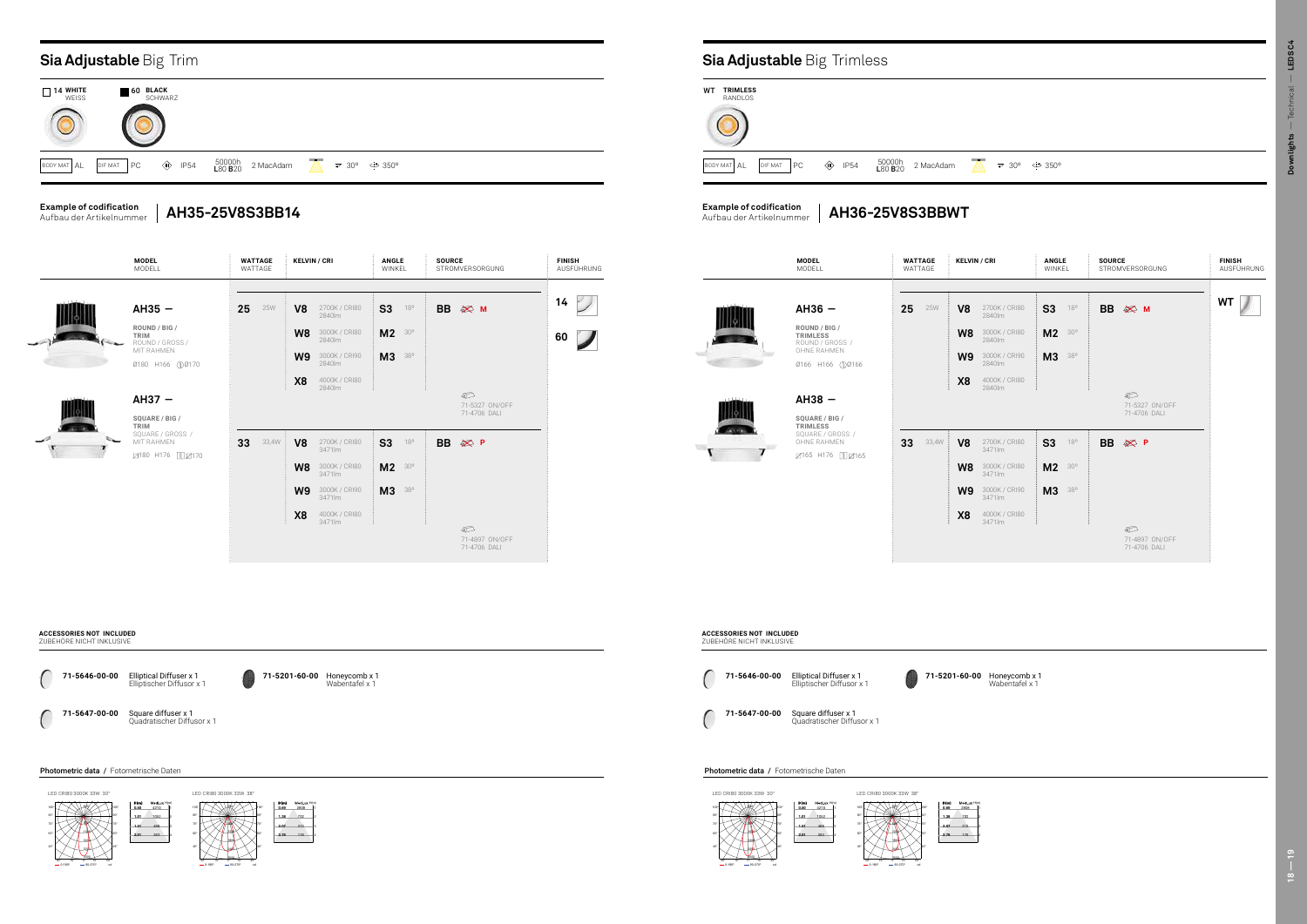## Sia Adjustable Big Trim

| 14 WHITE WEISS | 60 BLACK SCHWARZ |
|---|---|

BODY MAT AL | DIF MAT PC | IP54 | 50000h L80 B20 | 2 MacAdam | 30° | 350°

**Example of codification** / Aufbau der Artikelnummer | **AH35-25V8S3BB14**

| MODEL / MODELL | WATTAGE / WATTAGE | KELVIN / CRI | ANGLE / WINKEL | SOURCE / STROMVERSORGUNG | FINISH / AUSFÜHRUNG |
|---|---|---|---|---|---|
| **AH35 —** ROUND / BIG / TRIM — ROUND / GROSS / MIT RAHMEN — Ø180 H166 Ø170 | **25** 25W | **V8** 2700K / CRI80 2840lm | **S3** 18° | **BB** M | **14** |
| | | **W8** 3000K / CRI80 2840lm | **M2** 30° | | **60** |
| | | **W9** 3000K / CRI90 2840lm | **M3** 38° | | |
| | | **X8** 4000K / CRI80 2840lm | | 71-5327 ON/OFF, 71-4706 DALI | |
| **AH37 —** SQUARE / BIG / TRIM — SQUARE / GROSS / MIT RAHMEN — 180 H176 170 | **33** 33,4W | **V8** 2700K / CRI80 3471lm | **S3** 18° | **BB** P | |
| | | **W8** 3000K / CRI80 3471lm | **M2** 30° | | |
| | | **W9** 3000K / CRI90 3471lm | **M3** 38° | | |
| | | **X8** 4000K / CRI80 3471lm | | 71-4897 ON/OFF, 71-4706 DALI | |

**ACCESSORIES NOT INCLUDED**
ZUBEHÖRE NICHT INKLUSIVE

- **71-5646-00-00** Elliptical Diffuser x 1 / Elliptischer Diffusor x 1
- **71-5647-00-00** Square diffuser x 1 / Quadratischer Diffusor x 1
- **71-5201-60-00** Honeycomb x 1 / Wabentafel x 1

**Photometric data** / Fotometrische Daten

LED CRI80 3000K 33W 30°

| h(m) | Med_Lux |
|---|---|
| 0.50 | 4210 |
| 1.01 | 1052 |
| 1.51 | 468 |
| 2.01 | 263 |

LED CRI80 3000K 33W 38°

| h(m) | Med_Lux |
|---|---|
| 0.69 | 2928 |
| 1.38 | 732 |
| 2.07 | 325 |
| 2.76 | 183 |

## Sia Adjustable Big Trimless

WT TRIMLESS / RANDLOS

BODY MAT AL | DIF MAT PC | IP54 | 50000h L80 B20 | 2 MacAdam | 30° | 350°

**Example of codification** / Aufbau der Artikelnummer | **AH36-25V8S3BBWT**

| MODEL / MODELL | WATTAGE / WATTAGE | KELVIN / CRI | ANGLE / WINKEL | SOURCE / STROMVERSORGUNG | FINISH / AUSFÜHRUNG |
|---|---|---|---|---|---|
| **AH36 —** ROUND / BIG / TRIMLESS — ROUND / GROSS / OHNE RAHMEN — Ø166 H166 Ø166 | **25** 25W | **V8** 2700K / CRI80 2840lm | **S3** 18° | **BB** M | **WT** |
| | | **W8** 3000K / CRI80 2840lm | **M2** 30° | | |
| | | **W9** 3000K / CRI90 2840lm | **M3** 38° | | |
| | | **X8** 4000K / CRI80 2840lm | | 71-5327 ON/OFF, 71-4706 DALI | |
| **AH38 —** SQUARE / BIG / TRIMLESS — SQUARE / GROSS / OHNE RAHMEN — 165 H176 165 | **33** 33,4W | **V8** 2700K / CRI80 3471lm | **S3** 18° | **BB** P | |
| | | **W8** 3000K / CRI80 3471lm | **M2** 30° | | |
| | | **W9** 3000K / CRI90 3471lm | **M3** 38° | | |
| | | **X8** 4000K / CRI80 3471lm | | 71-4897 ON/OFF, 71-4706 DALI | |

**ACCESSORIES NOT INCLUDED**
ZUBEHÖRE NICHT INKLUSIVE

- **71-5646-00-00** Elliptical Diffuser x 1 / Elliptischer Diffusor x 1
- **71-5647-00-00** Square diffuser x 1 / Quadratischer Diffusor x 1
- **71-5201-60-00** Honeycomb x 1 / Wabentafel x 1

**Photometric data** / Fotometrische Daten

LED CRI80 3000K 33W 30°

| h(m) | Med_Lux |
|---|---|
| 0.50 | 4210 |
| 1.01 | 1052 |
| 1.51 | 468 |
| 2.01 | 263 |

LED CRI80 3000K 33W 38°

| h(m) | Med_Lux |
|---|---|
| 0.69 | 2928 |
| 1.38 | 732 |
| 2.07 | 325 |
| 2.76 | 183 |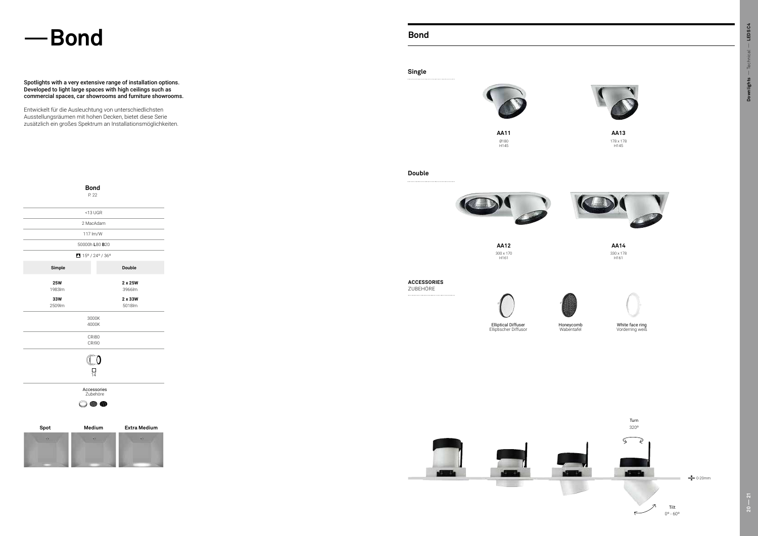# — Bond

**Spotlights with a very extensive range of installation options. Developed to light large spaces with high ceilings such as commercial spaces, car showrooms and furniture showrooms.**

Entwickelt für die Ausleuchtung von unterschiedlichsten Ausstellungsräumen mit hohen Decken, bietet diese Serie zusätzlich ein großes Spektrum an Installationsmöglichkeiten.

**Bond**
P. 22

| <13 UGR | |
|---|---|
| 2 MacAdam | |
| 117 lm/W | |
| 50000h **L**80 **B**20 | |
| 15º / 24º / 36º | |
| **Simple** | **Double** |
| **25W** 1983lm | **2 x 25W** 3966lm |
| **33W** 2509lm | **2 x 33W** 5018lm |
| 3000K 4000K | |
| CRI80 CRI90 | |
| 14 | |
| Accessories Zubehöre | |

| Spot | Medium | Extra Medium |
|---|---|---|

## Bond

### Single

**AA11**
Ø180
H145

**AA13**
178 x 178
H145

### Double

**AA12**
300 x 170
H161

**AA14**
330 x 178
H161

**ACCESSORIES**
ZUBEHÖRE

Elliptical Diffuser
Elliptischer Diffusor

Honeycomb
Wabentafel

White face ring
Vorderring weiß

Turn
320º

0-20mm

Tilt
0º - 60º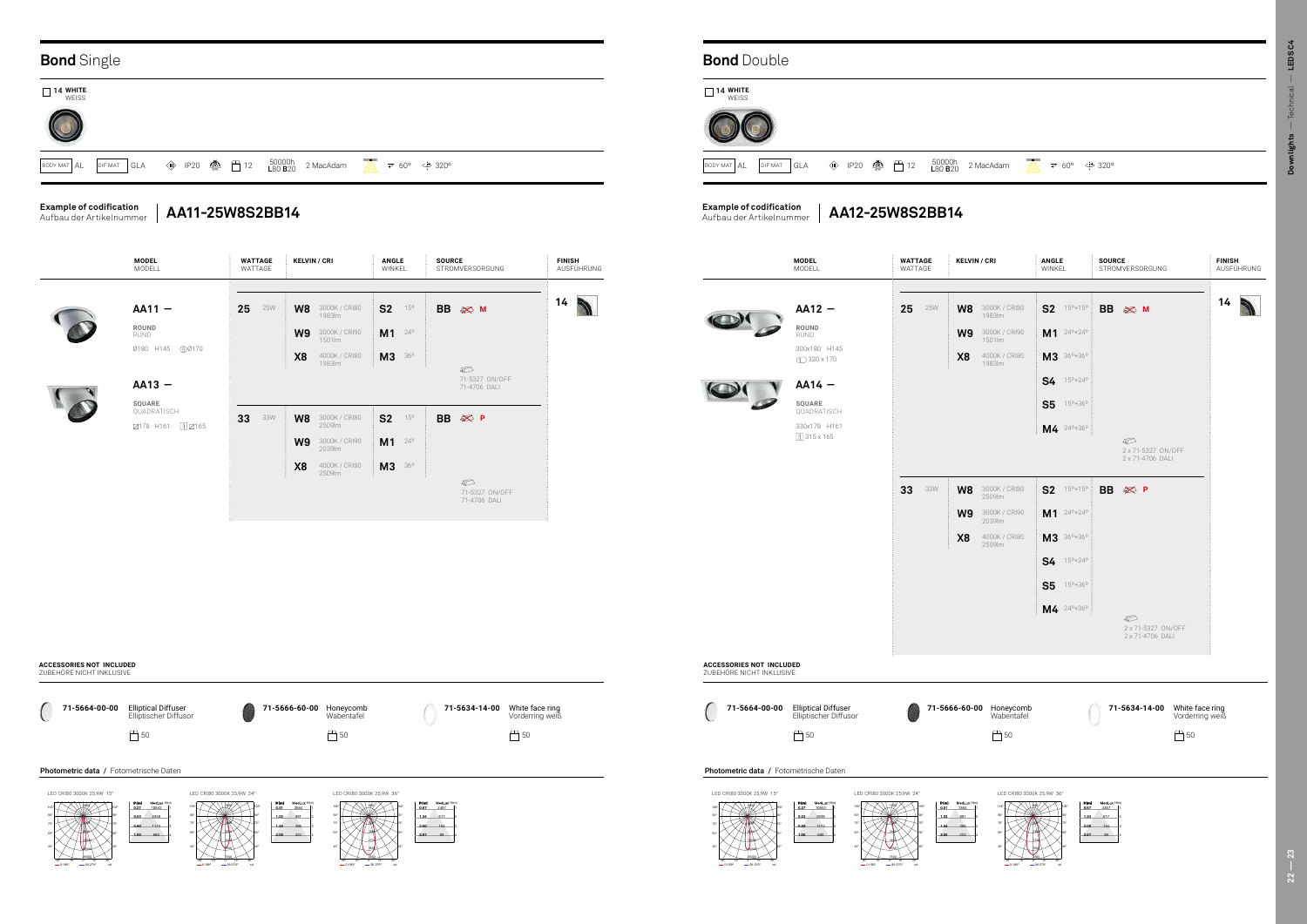## **Bond** Single

14 WHITE
WEISS

BODY MAT AL | DIF MAT GLA | IP20 | 12 | 50000h L80 B20 | 2 MacAdam | 60° | 320°

**Example of codification**
Aufbau der Artikelnummer

**AA11-25W8S2BB14**

| MODEL MODELL | WATTAGE WATTAGE | | KELVIN / CRI | | ANGLE WINKEL | | SOURCE STROMVERSORGUNG | FINISH AUSFÜHRUNG |
|---|---|---|---|---|---|---|---|---|
| **AA11 —** ROUND RUND Ø180 H145 Ø170 | **25** | 25W | **W8** | 3000K / CRI80 1983lm | **S2** | 15º | **BB** M | **14** |
| | | | **W9** | 3000K / CRI90 1501lm | **M1** | 24º | | |
| | | | **X8** | 4000K / CRI80 1983lm | **M3** | 36º | 71-5327 ON/OFF 71-4706 DALI | |
| **AA13 —** SQUARE QUADRATISCH 178 H161 165 | **33** | 33W | **W8** | 3000K / CRI80 2509lm | **S2** | 15º | **BB** P | |
| | | | **W9** | 3000K / CRI90 2039lm | **M1** | 24º | | |
| | | | **X8** | 4000K / CRI80 2509lm | **M3** | 36º | 71-5327 ON/OFF 71-4706 DALI | |

**ACCESSORIES NOT INCLUDED**
ZUBEHÖRE NICHT INKLUSIVE

| | | |
|---|---|---|
| **71-5664-00-00** | Elliptical Diffuser Elliptischer Diffusor | 50 |
| **71-5666-60-00** | Honeycomb Wabentafel | 50 |
| **71-5634-14-00** | White face ring Vorderring weiß | 50 |

**Photometric data** / Fotometrische Daten

LED CRI80 3000K 25,9W 15°

LED CRI80 3000K 25,9W 24°

LED CRI80 3000K 25,9W 36°

## **Bond** Double

14 WHITE
WEISS

BODY MAT AL | DIF MAT GLA | IP20 | 12 | 50000h L80 B20 | 2 MacAdam | 60° | 320°

**Example of codification**
Aufbau der Artikelnummer

**AA12-25W8S2BB14**

| MODEL MODELL | WATTAGE WATTAGE | | KELVIN / CRI | | ANGLE WINKEL | | SOURCE STROMVERSORGUNG | FINISH AUSFÜHRUNG |
|---|---|---|---|---|---|---|---|---|
| **AA12 —** ROUND RUND 300x180 H145 320 x 170 | **25** | 25W | **W8** | 3000K / CRI80 1983lm | **S2** | 15º+15º | **BB** M | **14** |
| | | | **W9** | 3000K / CRI90 1501lm | **M1** | 24º+24º | | |
| | | | **X8** | 4000K / CRI80 1983lm | **M3** | 36º+36º | | |
| **AA14 —** SQUARE QUADRATISCH 330x178 H161 315 x 165 | | | | | **S4** | 15º+24º | | |
| | | | | | **S5** | 15º+36º | | |
| | | | | | **M4** | 24º+36º | 2 x 71-5327 ON/OFF 2 x 71-4706 DALI | |
| | **33** | 33W | **W8** | 3000K / CRI80 2509lm | **S2** | 15º+15º | **BB** P | |
| | | | **W9** | 3000K / CRI90 2039lm | **M1** | 24º+24º | | |
| | | | **X8** | 4000K / CRI80 2509lm | **M3** | 36º+36º | | |
| | | | | | **S4** | 15º+24º | | |
| | | | | | **S5** | 15º+36º | | |
| | | | | | **M4** | 24º+36º | 2 x 71-5327 ON/OFF 2 x 71-4706 DALI | |

**ACCESSORIES NOT INCLUDED**
ZUBEHÖRE NICHT INKLUSIVE

| | | |
|---|---|---|
| **71-5664-00-00** | Elliptical Diffuser Elliptischer Diffusor | 50 |
| **71-5666-60-00** | Honeycomb Wabentafel | 50 |
| **71-5634-14-00** | White face ring Vorderring weiß | 50 |

**Photometric data** / Fotometrische Daten

LED CRI80 3000K 25,9W 15°

LED CRI80 3000K 25,9W 24°

LED CRI80 3000K 25,9W 36°